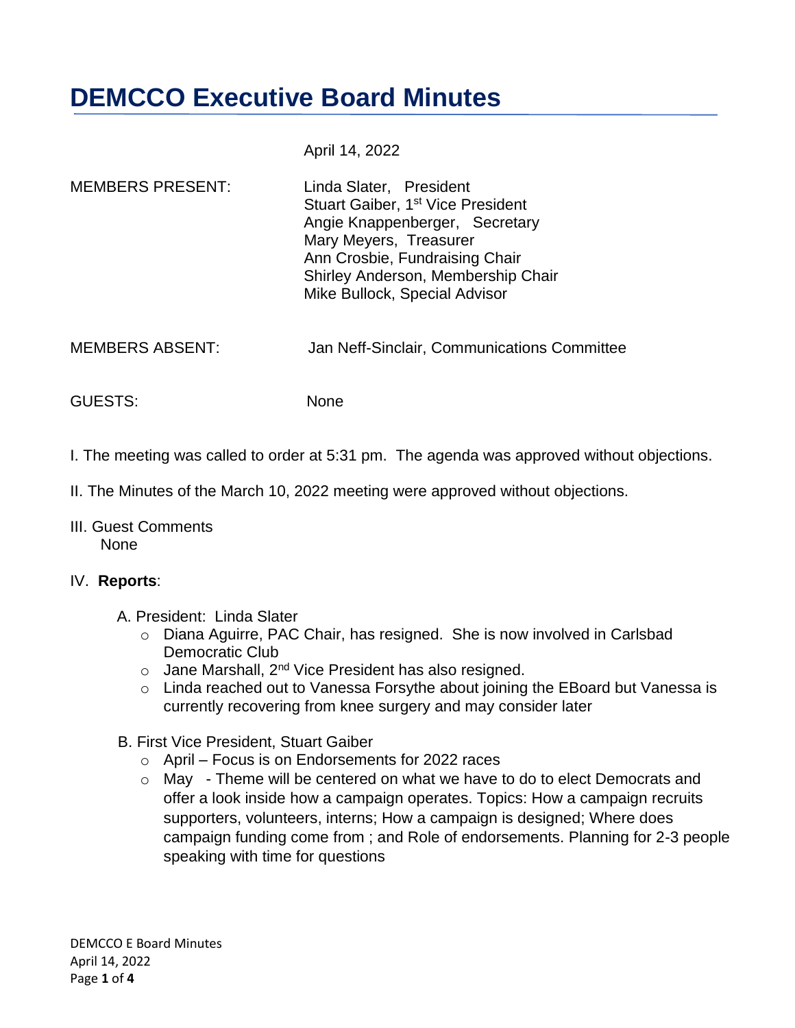# DEMCCO Executive Board Minutes

April 14, 2022

| | |
|---|---|
| MEMBERS PRESENT: | Linda Slater, President<br>Stuart Gaiber, 1st Vice President<br>Angie Knappenberger, Secretary<br>Mary Meyers, Treasurer<br>Ann Crosbie, Fundraising Chair<br>Shirley Anderson, Membership Chair<br>Mike Bullock, Special Advisor |
| MEMBERS ABSENT: | Jan Neff-Sinclair, Communications Committee |
| GUESTS: | None |

I. The meeting was called to order at 5:31 pm. The agenda was approved without objections.

II. The Minutes of the March 10, 2022 meeting were approved without objections.

III. Guest Comments
None

IV. **Reports**:

A. President: Linda Slater

- Diana Aguirre, PAC Chair, has resigned. She is now involved in Carlsbad Democratic Club
- Jane Marshall, 2nd Vice President has also resigned.
- Linda reached out to Vanessa Forsythe about joining the EBoard but Vanessa is currently recovering from knee surgery and may consider later

B. First Vice President, Stuart Gaiber

- April – Focus is on Endorsements for 2022 races
- May - Theme will be centered on what we have to do to elect Democrats and offer a look inside how a campaign operates. Topics: How a campaign recruits supporters, volunteers, interns; How a campaign is designed; Where does campaign funding come from ; and Role of endorsements. Planning for 2-3 people speaking with time for questions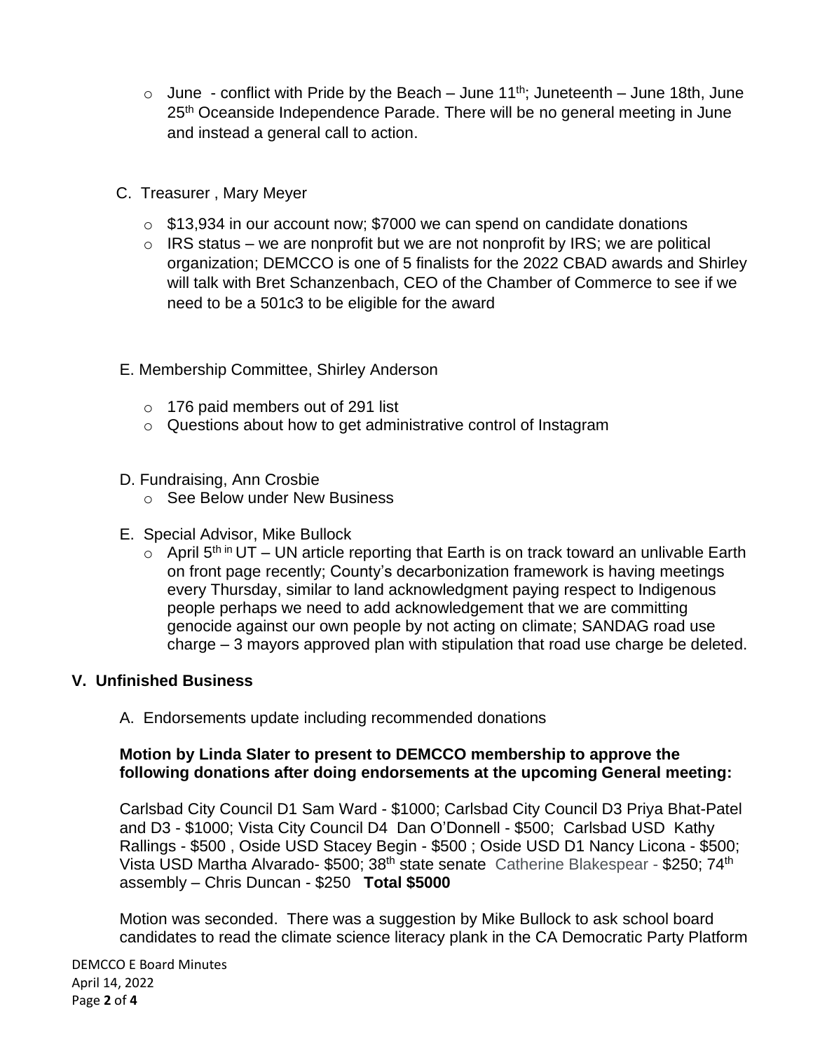- June - conflict with Pride by the Beach – June 11th; Juneteenth – June 18th, June 25th Oceanside Independence Parade. There will be no general meeting in June and instead a general call to action.

C. Treasurer , Mary Meyer

- $13,934 in our account now; $7000 we can spend on candidate donations
- IRS status – we are nonprofit but we are not nonprofit by IRS; we are political organization; DEMCCO is one of 5 finalists for the 2022 CBAD awards and Shirley will talk with Bret Schanzenbach, CEO of the Chamber of Commerce to see if we need to be a 501c3 to be eligible for the award

E. Membership Committee, Shirley Anderson

- 176 paid members out of 291 list
- Questions about how to get administrative control of Instagram

D. Fundraising, Ann Crosbie

- See Below under New Business

E. Special Advisor, Mike Bullock

- April 5th in UT – UN article reporting that Earth is on track toward an unlivable Earth on front page recently; County's decarbonization framework is having meetings every Thursday, similar to land acknowledgment paying respect to Indigenous people perhaps we need to add acknowledgement that we are committing genocide against our own people by not acting on climate; SANDAG road use charge – 3 mayors approved plan with stipulation that road use charge be deleted.

## V. Unfinished Business

A. Endorsements update including recommended donations

**Motion by Linda Slater to present to DEMCCO membership to approve the following donations after doing endorsements at the upcoming General meeting:**

Carlsbad City Council D1 Sam Ward - $1000; Carlsbad City Council D3 Priya Bhat-Patel and D3 - $1000; Vista City Council D4 Dan O'Donnell - $500; Carlsbad USD Kathy Rallings - $500 , Oside USD Stacey Begin - $500 ; Oside USD D1 Nancy Licona - $500; Vista USD Martha Alvarado- $500; 38th state senate Catherine Blakespear - $250; 74th assembly – Chris Duncan - $250 **Total $5000**

Motion was seconded. There was a suggestion by Mike Bullock to ask school board candidates to read the climate science literacy plank in the CA Democratic Party Platform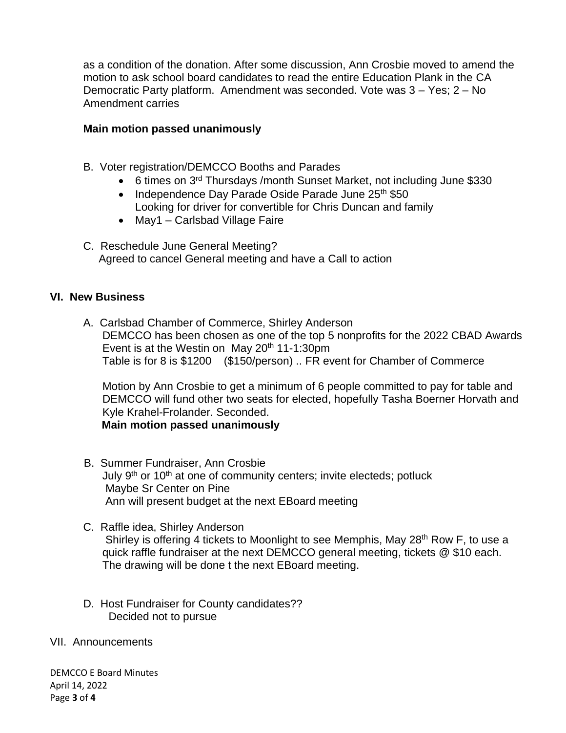as a condition of the donation. After some discussion, Ann Crosbie moved to amend the motion to ask school board candidates to read the entire Education Plank in the CA Democratic Party platform. Amendment was seconded. Vote was 3 – Yes; 2 – No Amendment carries

**Main motion passed unanimously**

B. Voter registration/DEMCCO Booths and Parades

- 6 times on 3rd Thursdays /month Sunset Market, not including June $330
- Independence Day Parade Oside Parade June 25th $50
  Looking for driver for convertible for Chris Duncan and family
- May1 – Carlsbad Village Faire

C. Reschedule June General Meeting?
Agreed to cancel General meeting and have a Call to action

## VI. New Business

A. Carlsbad Chamber of Commerce, Shirley Anderson
DEMCCO has been chosen as one of the top 5 nonprofits for the 2022 CBAD Awards
Event is at the Westin on May 20th 11-1:30pm
Table is for 8 is $1200 ($150/person) .. FR event for Chamber of Commerce

Motion by Ann Crosbie to get a minimum of 6 people committed to pay for table and DEMCCO will fund other two seats for elected, hopefully Tasha Boerner Horvath and Kyle Krahel-Frolander. Seconded.
**Main motion passed unanimously**

B. Summer Fundraiser, Ann Crosbie
July 9th or 10th at one of community centers; invite electeds; potluck
Maybe Sr Center on Pine
Ann will present budget at the next EBoard meeting

C. Raffle idea, Shirley Anderson
Shirley is offering 4 tickets to Moonlight to see Memphis, May 28th Row F, to use a quick raffle fundraiser at the next DEMCCO general meeting, tickets @ $10 each. The drawing will be done t the next EBoard meeting.

D. Host Fundraiser for County candidates??
Decided not to pursue

## VII. Announcements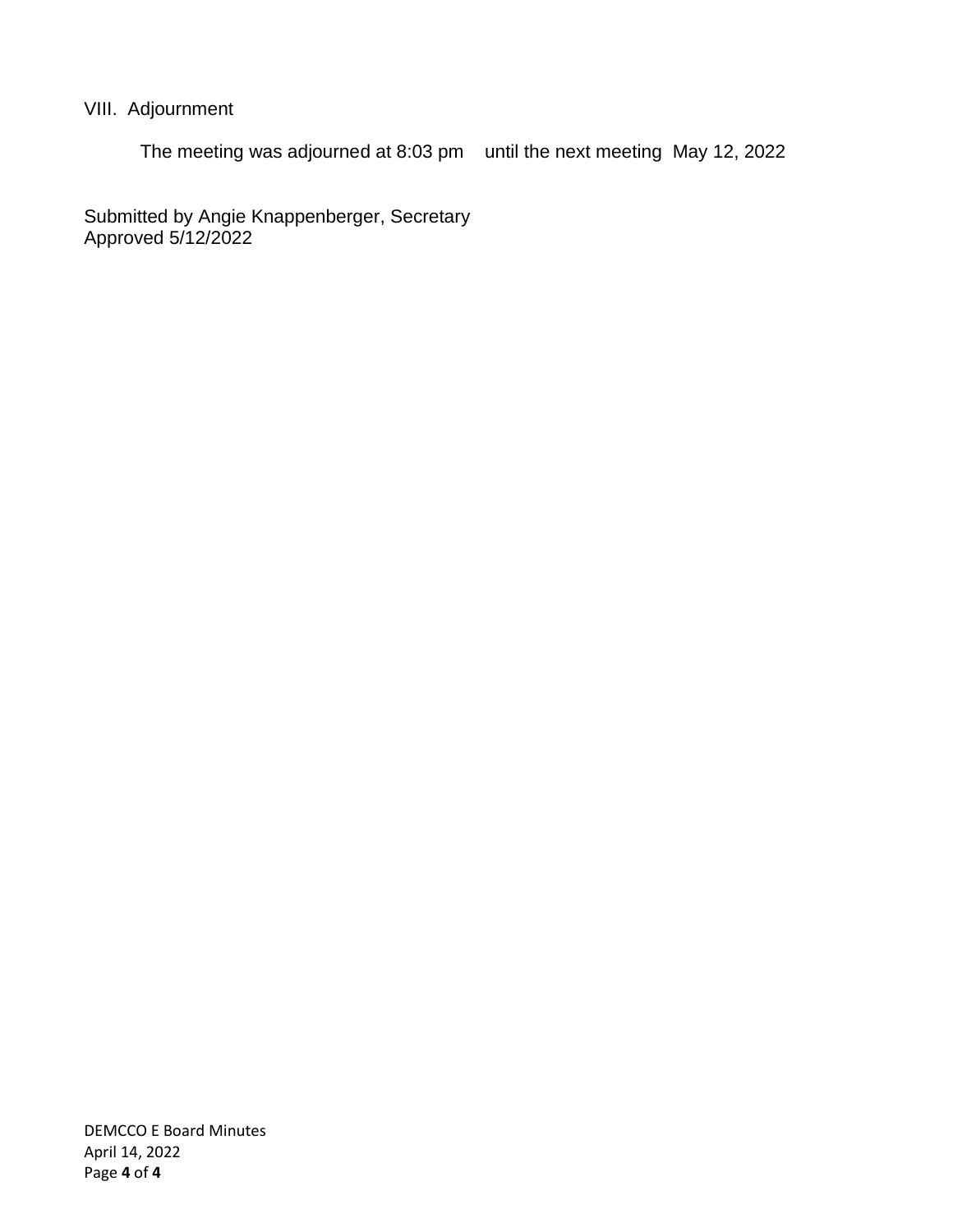VIII. Adjournment

The meeting was adjourned at 8:03 pm until the next meeting May 12, 2022

Submitted by Angie Knappenberger, Secretary
Approved 5/12/2022